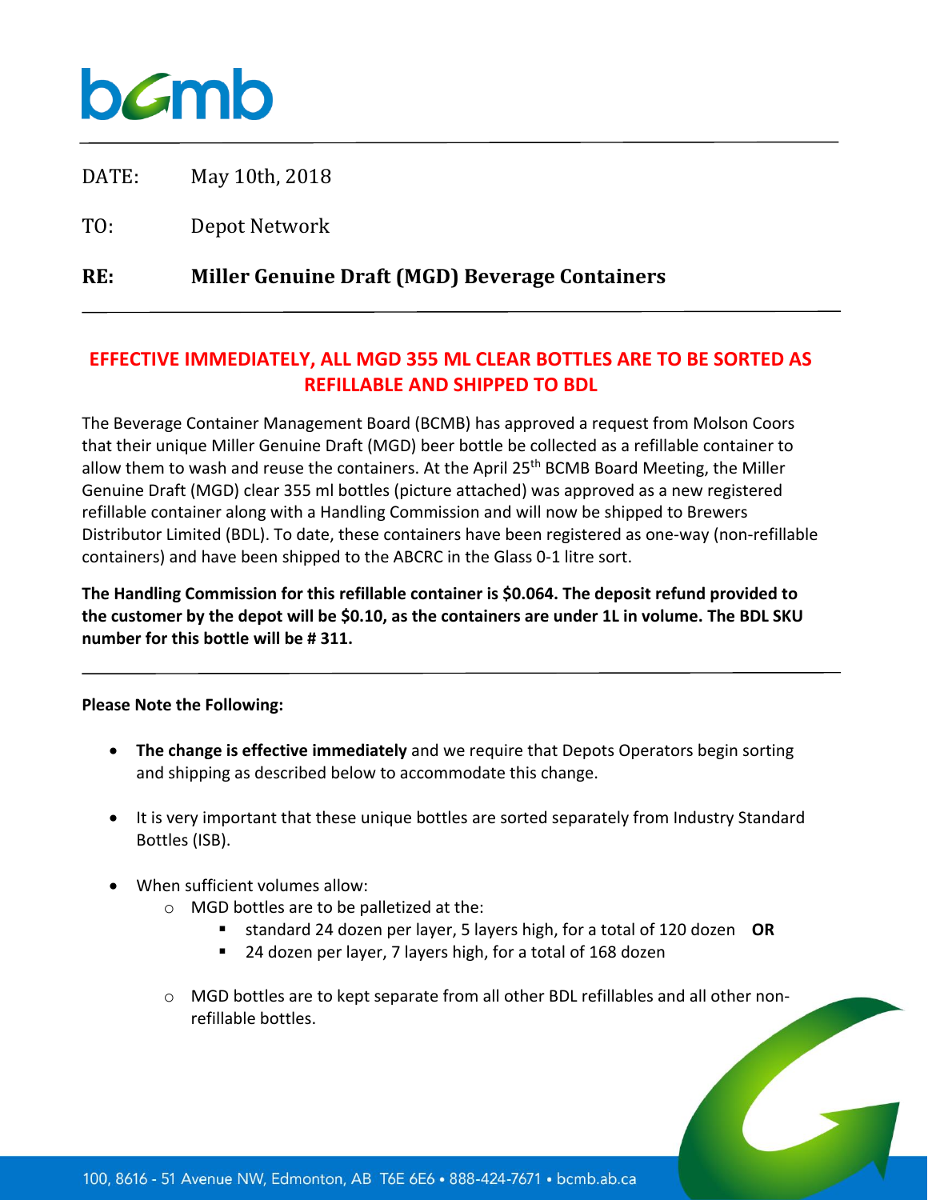bcmb

DATE: May 10th, 2018

TO: Depot Network

**RE: Miller Genuine Draft (MGD) Beverage Containers**

**EFFECTIVE IMMEDIATELY, ALL MGD 355 ML CLEAR BOTTLES ARE TO BE SORTED AS REFILLABLE AND SHIPPED TO BDL**

The Beverage Container Management Board (BCMB) has approved a request from Molson Coors that their unique Miller Genuine Draft (MGD) beer bottle be collected as a refillable container to allow them to wash and reuse the containers. At the April 25th BCMB Board Meeting, the Miller Genuine Draft (MGD) clear 355 ml bottles (picture attached) was approved as a new registered refillable container along with a Handling Commission and will now be shipped to Brewers Distributor Limited (BDL). To date, these containers have been registered as one-way (non-refillable containers) and have been shipped to the ABCRC in the Glass 0-1 litre sort.

**The Handling Commission for this refillable container is $0.064. The deposit refund provided to the customer by the depot will be $0.10, as the containers are under 1L in volume. The BDL SKU number for this bottle will be # 311.**

**Please Note the Following:**

- **The change is effective immediately** and we require that Depots Operators begin sorting and shipping as described below to accommodate this change.
- It is very important that these unique bottles are sorted separately from Industry Standard Bottles (ISB).
- When sufficient volumes allow:
  - MGD bottles are to be palletized at the:
    - standard 24 dozen per layer, 5 layers high, for a total of 120 dozen **OR**
    - 24 dozen per layer, 7 layers high, for a total of 168 dozen
  - MGD bottles are to kept separate from all other BDL refillables and all other non-refillable bottles.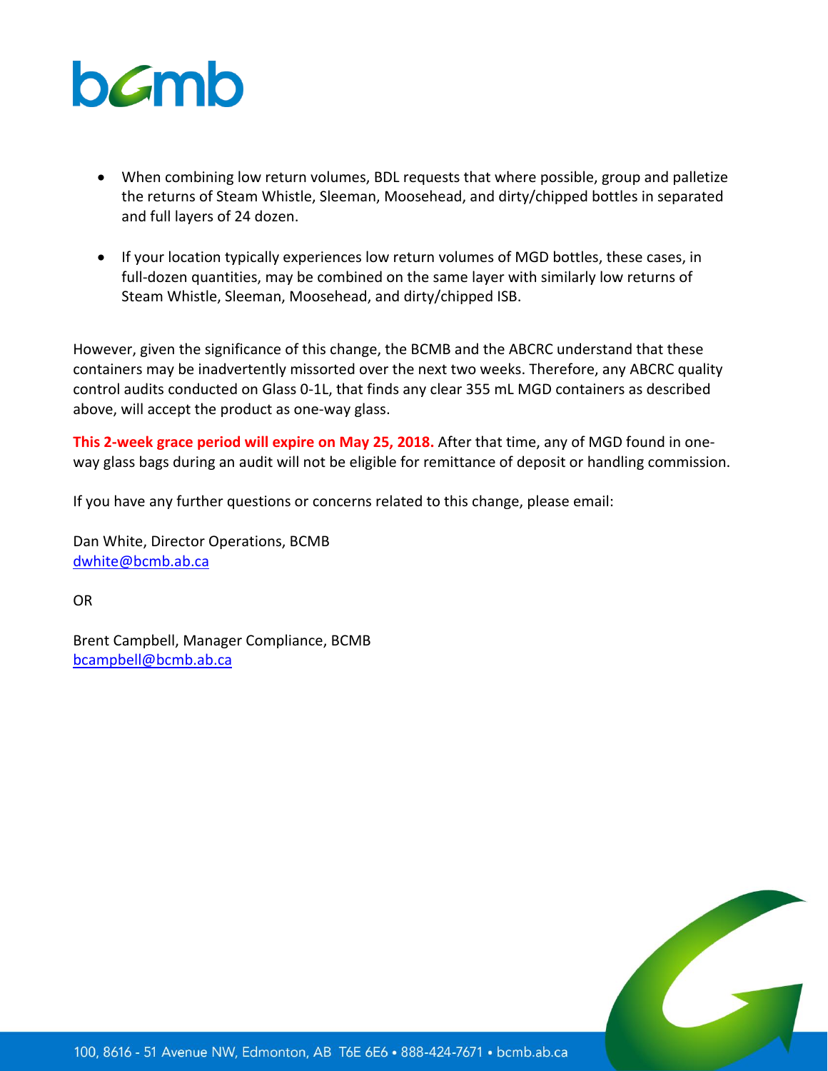- When combining low return volumes, BDL requests that where possible, group and palletize the returns of Steam Whistle, Sleeman, Moosehead, and dirty/chipped bottles in separated and full layers of 24 dozen.

- If your location typically experiences low return volumes of MGD bottles, these cases, in full-dozen quantities, may be combined on the same layer with similarly low returns of Steam Whistle, Sleeman, Moosehead, and dirty/chipped ISB.

However, given the significance of this change, the BCMB and the ABCRC understand that these containers may be inadvertently missorted over the next two weeks. Therefore, any ABCRC quality control audits conducted on Glass 0-1L, that finds any clear 355 mL MGD containers as described above, will accept the product as one-way glass.

**This 2-week grace period will expire on May 25, 2018.** After that time, any of MGD found in one-way glass bags during an audit will not be eligible for remittance of deposit or handling commission.

If you have any further questions or concerns related to this change, please email:

Dan White, Director Operations, BCMB
dwhite@bcmb.ab.ca

OR

Brent Campbell, Manager Compliance, BCMB
bcampbell@bcmb.ab.ca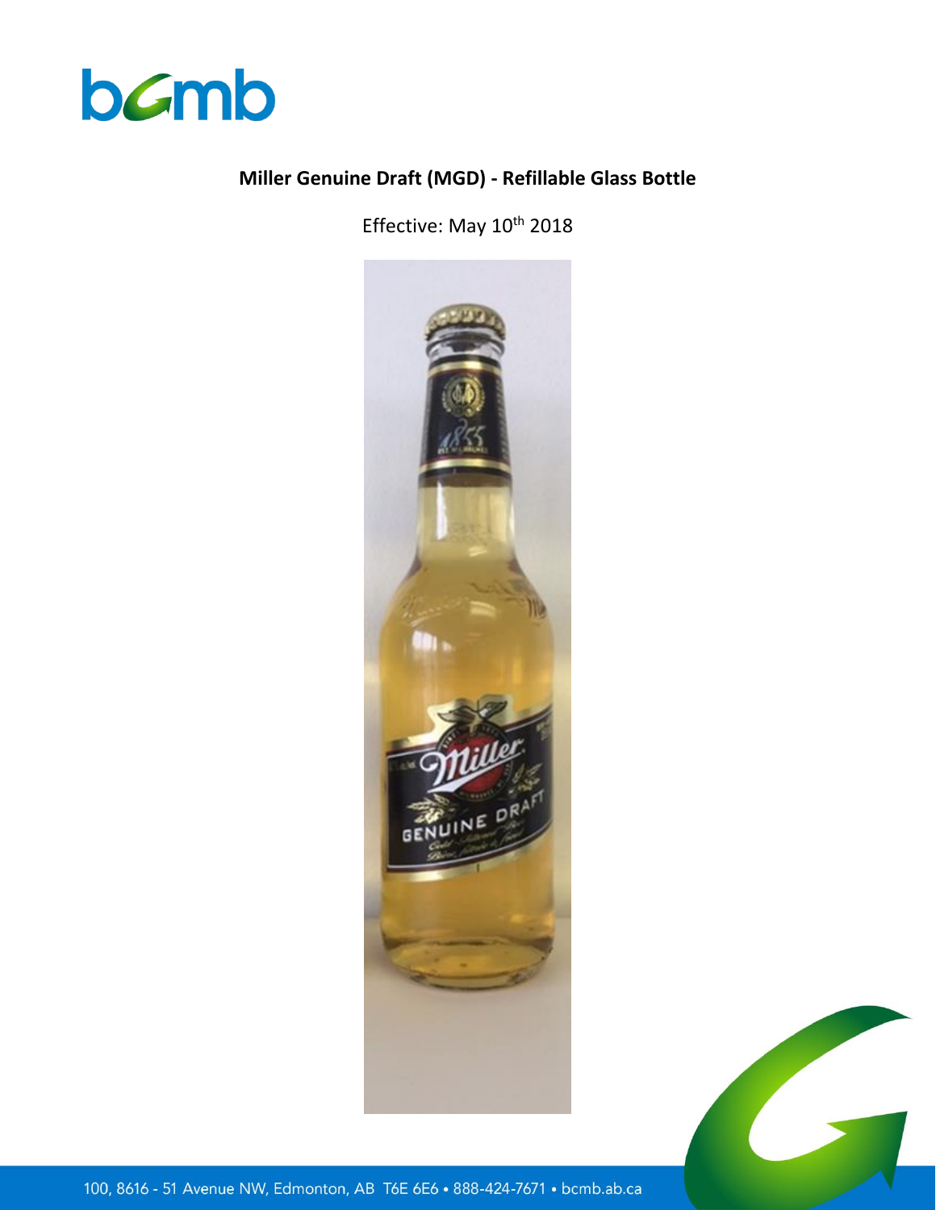**Miller Genuine Draft (MGD) - Refillable Glass Bottle**

Effective: May 10th 2018